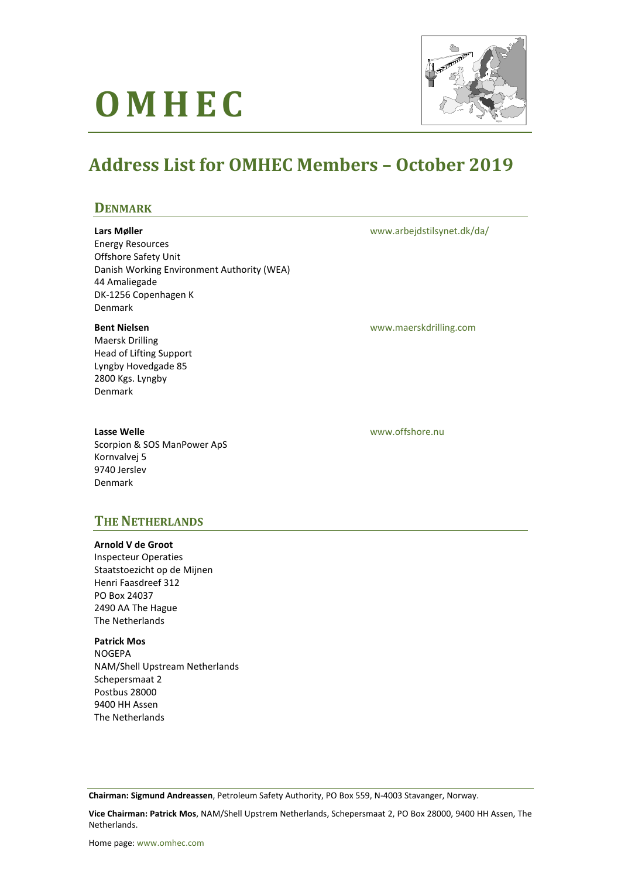# OMHEC

## Address List for OMHEC Members – October 2019

### DENMARK

**Lars Møller**
Energy Resources
Offshore Safety Unit
Danish Working Environment Authority (WEA)
44 Amaliegade
DK-1256 Copenhagen K
Denmark

www.arbejdstilsynet.dk/da/

**Bent Nielsen**
Maersk Drilling
Head of Lifting Support
Lyngby Hovedgade 85
2800 Kgs. Lyngby
Denmark

www.maerskdrilling.com

**Lasse Welle**
Scorpion & SOS ManPower ApS
Kornvalvej 5
9740 Jerslev
Denmark

www.offshore.nu

### THE NETHERLANDS

**Arnold V de Groot**
Inspecteur Operaties
Staatstoezicht op de Mijnen
Henri Faasdreef 312
PO Box 24037
2490 AA The Hague
The Netherlands

**Patrick Mos**
NOGEPA
NAM/Shell Upstream Netherlands
Schepersmaat 2
Postbus 28000
9400 HH Assen
The Netherlands

---

**Chairman: Sigmund Andreassen**, Petroleum Safety Authority, PO Box 559, N-4003 Stavanger, Norway.

**Vice Chairman: Patrick Mos**, NAM/Shell Upstrem Netherlands, Schepersmaat 2, PO Box 28000, 9400 HH Assen, The Netherlands.

Home page: www.omhec.com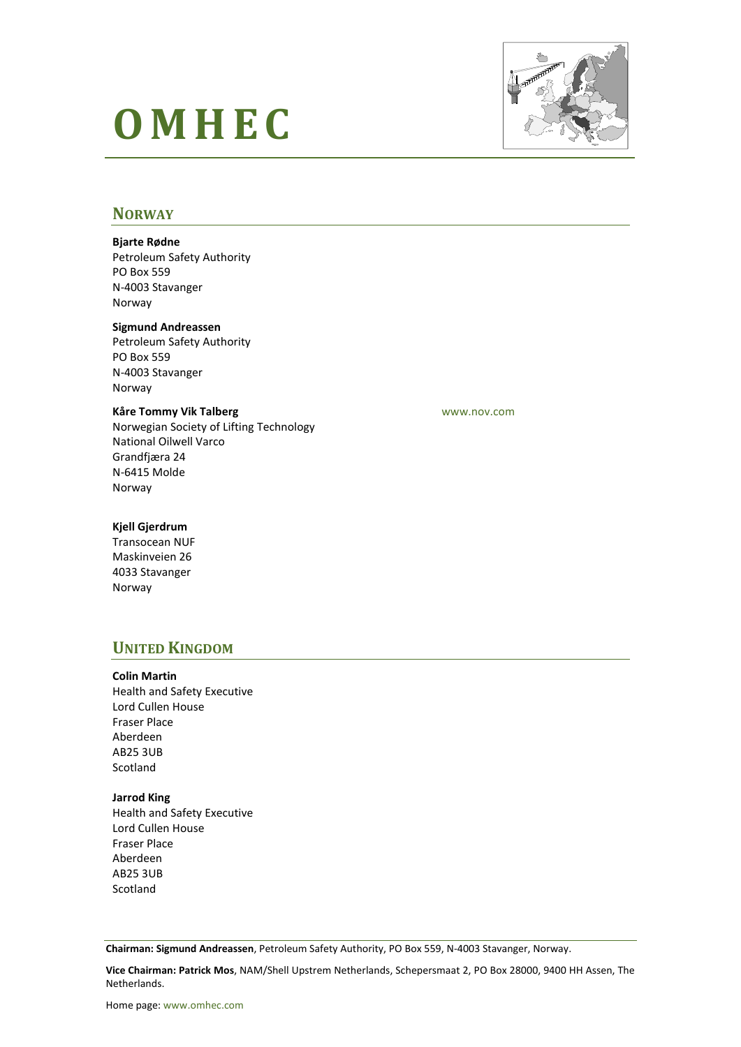# OMHEC

## Norway

**Bjarte Rødne**
Petroleum Safety Authority
PO Box 559
N-4003 Stavanger
Norway

**Sigmund Andreassen**
Petroleum Safety Authority
PO Box 559
N-4003 Stavanger
Norway

**Kåre Tommy Vik Talberg**
Norwegian Society of Lifting Technology
National Oilwell Varco
Grandfjæra 24
N-6415 Molde
Norway

www.nov.com

**Kjell Gjerdrum**
Transocean NUF
Maskinveien 26
4033 Stavanger
Norway

## United Kingdom

**Colin Martin**
Health and Safety Executive
Lord Cullen House
Fraser Place
Aberdeen
AB25 3UB
Scotland

**Jarrod King**
Health and Safety Executive
Lord Cullen House
Fraser Place
Aberdeen
AB25 3UB
Scotland

---

**Chairman: Sigmund Andreassen**, Petroleum Safety Authority, PO Box 559, N-4003 Stavanger, Norway.

**Vice Chairman: Patrick Mos**, NAM/Shell Upstrem Netherlands, Schepersmaat 2, PO Box 28000, 9400 HH Assen, The Netherlands.

Home page: www.omhec.com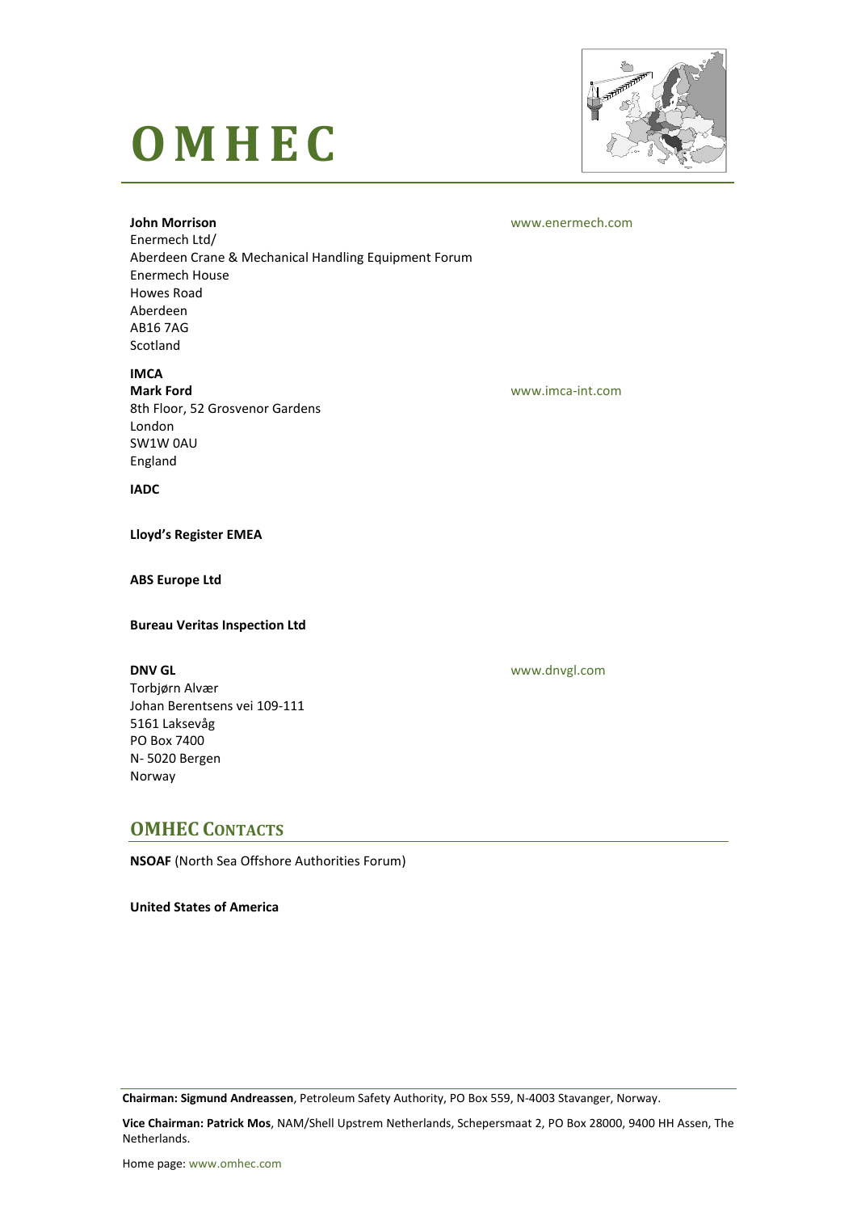# OMHEC

**John Morrison**
Enermech Ltd/
Aberdeen Crane & Mechanical Handling Equipment Forum
Enermech House
Howes Road
Aberdeen
AB16 7AG
Scotland

www.enermech.com

**IMCA**
**Mark Ford**
8th Floor, 52 Grosvenor Gardens
London
SW1W 0AU
England

www.imca-int.com

**IADC**

**Lloyd's Register EMEA**

**ABS Europe Ltd**

**Bureau Veritas Inspection Ltd**

**DNV GL**
Torbjørn Alvær
Johan Berentsens vei 109-111
5161 Laksevåg
PO Box 7400
N- 5020 Bergen
Norway

www.dnvgl.com

## OMHEC Contacts

**NSOAF** (North Sea Offshore Authorities Forum)

**United States of America**

**Chairman: Sigmund Andreassen**, Petroleum Safety Authority, PO Box 559, N-4003 Stavanger, Norway.

**Vice Chairman: Patrick Mos**, NAM/Shell Upstrem Netherlands, Schepersmaat 2, PO Box 28000, 9400 HH Assen, The Netherlands.

Home page: www.omhec.com